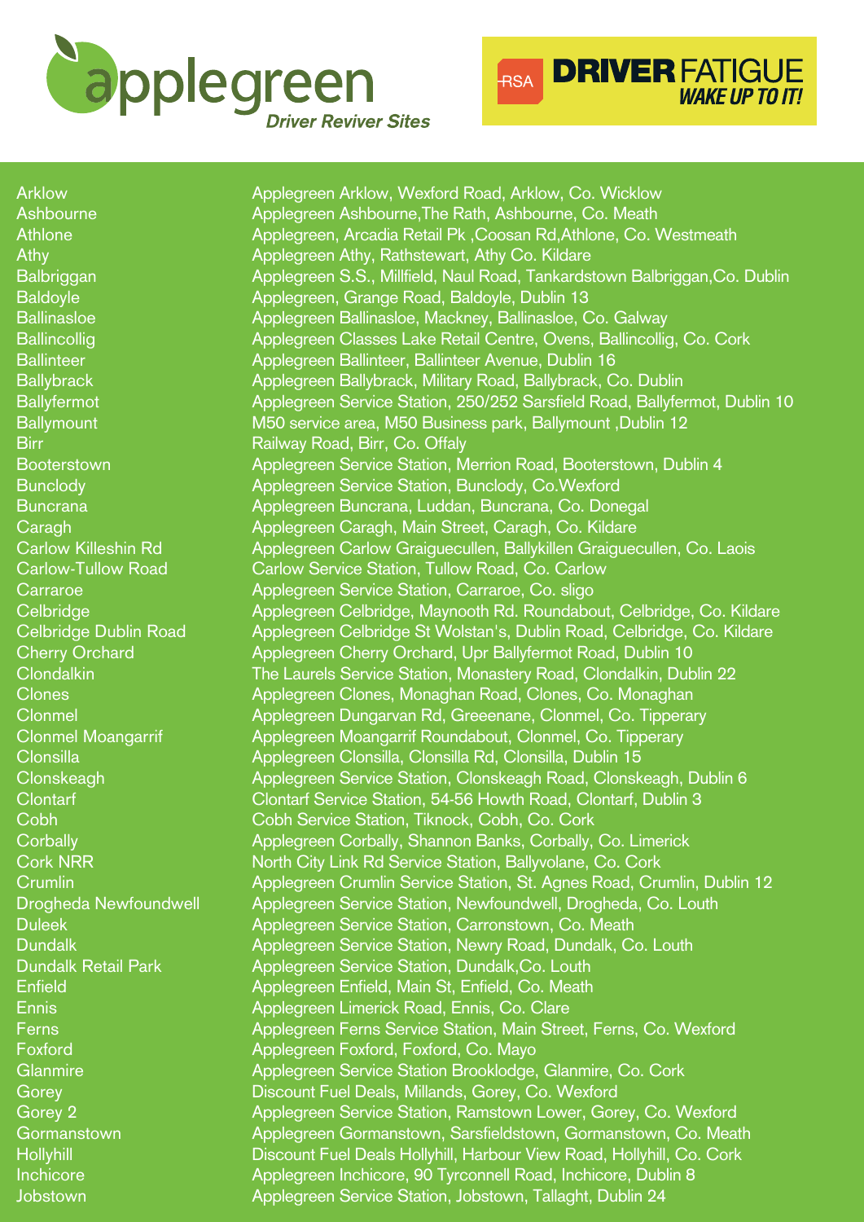# applegreen

*Driver Reviver Sites*

RSA **DRIVER** FATIGUE ***WAKE UP TO IT!***

| Location | Address |
|---|---|
| Arklow | Applegreen Arklow, Wexford Road, Arklow, Co. Wicklow |
| Ashbourne | Applegreen Ashbourne,The Rath, Ashbourne, Co. Meath |
| Athlone | Applegreen, Arcadia Retail Pk ,Coosan Rd,Athlone, Co. Westmeath |
| Athy | Applegreen Athy, Rathstewart, Athy Co. Kildare |
| Balbriggan | Applegreen S.S., Millfield, Naul Road, Tankardstown Balbriggan,Co. Dublin |
| Baldoyle | Applegreen, Grange Road, Baldoyle, Dublin 13 |
| Ballinasloe | Applegreen Ballinasloe, Mackney, Ballinasloe, Co. Galway |
| Ballincollig | Applegreen Classes Lake Retail Centre, Ovens, Ballincollig, Co. Cork |
| Ballinteer | Applegreen Ballinteer, Ballinteer Avenue, Dublin 16 |
| Ballybrack | Applegreen Ballybrack, Military Road, Ballybrack, Co. Dublin |
| Ballyfermot | Applegreen Service Station, 250/252 Sarsfield Road, Ballyfermot, Dublin 10 |
| Ballymount | M50 service area, M50 Business park, Ballymount ,Dublin 12 |
| Birr | Railway Road, Birr, Co. Offaly |
| Booterstown | Applegreen Service Station, Merrion Road, Booterstown, Dublin 4 |
| Bunclody | Applegreen Service Station, Bunclody, Co.Wexford |
| Buncrana | Applegreen Buncrana, Luddan, Buncrana, Co. Donegal |
| Caragh | Applegreen Caragh, Main Street, Caragh, Co. Kildare |
| Carlow Killeshin Rd | Applegreen Carlow Graiguecullen, Ballykillen Graiguecullen, Co. Laois |
| Carlow-Tullow Road | Carlow Service Station, Tullow Road, Co. Carlow |
| Carraroe | Applegreen Service Station, Carraroe, Co. sligo |
| Celbridge | Applegreen Celbridge, Maynooth Rd. Roundabout, Celbridge, Co. Kildare |
| Celbridge Dublin Road | Applegreen Celbridge St Wolstan's, Dublin Road, Celbridge, Co. Kildare |
| Cherry Orchard | Applegreen Cherry Orchard, Upr Ballyfermot Road, Dublin 10 |
| Clondalkin | The Laurels Service Station, Monastery Road, Clondalkin, Dublin 22 |
| Clones | Applegreen Clones, Monaghan Road, Clones, Co. Monaghan |
| Clonmel | Applegreen Dungarvan Rd, Greeenane, Clonmel, Co. Tipperary |
| Clonmel Moangarrif | Applegreen Moangarrif Roundabout, Clonmel, Co. Tipperary |
| Clonsilla | Applegreen Clonsilla, Clonsilla Rd, Clonsilla, Dublin 15 |
| Clonskeagh | Applegreen Service Station, Clonskeagh Road, Clonskeagh, Dublin 6 |
| Clontarf | Clontarf Service Station, 54-56 Howth Road, Clontarf, Dublin 3 |
| Cobh | Cobh Service Station, Tiknock, Cobh, Co. Cork |
| Corbally | Applegreen Corbally, Shannon Banks, Corbally, Co. Limerick |
| Cork NRR | North City Link Rd Service Station, Ballyvolane, Co. Cork |
| Crumlin | Applegreen Crumlin Service Station, St. Agnes Road, Crumlin, Dublin 12 |
| Drogheda Newfoundwell | Applegreen Service Station, Newfoundwell, Drogheda, Co. Louth |
| Duleek | Applegreen Service Station, Carronstown, Co. Meath |
| Dundalk | Applegreen Service Station, Newry Road, Dundalk, Co. Louth |
| Dundalk Retail Park | Applegreen Service Station, Dundalk,Co. Louth |
| Enfield | Applegreen Enfield, Main St, Enfield, Co. Meath |
| Ennis | Applegreen Limerick Road, Ennis, Co. Clare |
| Ferns | Applegreen Ferns Service Station, Main Street, Ferns, Co. Wexford |
| Foxford | Applegreen Foxford, Foxford, Co. Mayo |
| Glanmire | Applegreen Service Station Brooklodge, Glanmire, Co. Cork |
| Gorey | Discount Fuel Deals, Millands, Gorey, Co. Wexford |
| Gorey 2 | Applegreen Service Station, Ramstown Lower, Gorey, Co. Wexford |
| Gormanstown | Applegreen Gormanstown, Sarsfieldstown, Gormanstown, Co. Meath |
| Hollyhill | Discount Fuel Deals Hollyhill, Harbour View Road, Hollyhill, Co. Cork |
| Inchicore | Applegreen Inchicore, 90 Tyrconnell Road, Inchicore, Dublin 8 |
| Jobstown | Applegreen Service Station, Jobstown, Tallaght, Dublin 24 |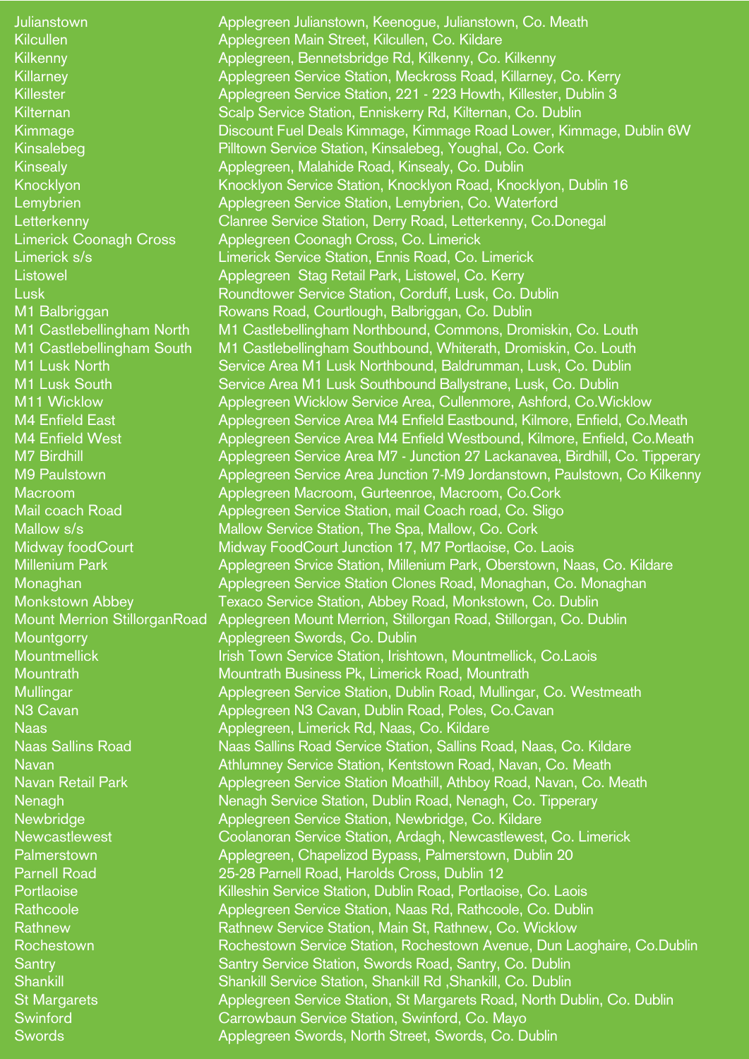| | |
|---|---|
| Julianstown | Applegreen Julianstown, Keenogue, Julianstown, Co. Meath |
| Kilcullen | Applegreen Main Street, Kilcullen, Co. Kildare |
| Kilkenny | Applegreen, Bennetsbridge Rd, Kilkenny, Co. Kilkenny |
| Killarney | Applegreen Service Station, Meckross Road, Killarney, Co. Kerry |
| Killester | Applegreen Service Station, 221 - 223 Howth, Killester, Dublin 3 |
| Kilternan | Scalp Service Station, Enniskerry Rd, Kilternan, Co. Dublin |
| Kimmage | Discount Fuel Deals Kimmage, Kimmage Road Lower, Kimmage, Dublin 6W |
| Kinsalebeg | Pilltown Service Station, Kinsalebeg, Youghal, Co. Cork |
| Kinsealy | Applegreen, Malahide Road, Kinsealy, Co. Dublin |
| Knocklyon | Knocklyon Service Station, Knocklyon Road, Knocklyon, Dublin 16 |
| Lemybrien | Applegreen Service Station, Lemybrien, Co. Waterford |
| Letterkenny | Clanree Service Station, Derry Road, Letterkenny, Co.Donegal |
| Limerick Coonagh Cross | Applegreen Coonagh Cross, Co. Limerick |
| Limerick s/s | Limerick Service Station, Ennis Road, Co. Limerick |
| Listowel | Applegreen  Stag Retail Park, Listowel, Co. Kerry |
| Lusk | Roundtower Service Station, Corduff, Lusk, Co. Dublin |
| M1 Balbriggan | Rowans Road, Courtlough, Balbriggan, Co. Dublin |
| M1 Castlebellingham North | M1 Castlebellingham Northbound, Commons, Dromiskin, Co. Louth |
| M1 Castlebellingham South | M1 Castlebellingham Southbound, Whiterath, Dromiskin, Co. Louth |
| M1 Lusk North | Service Area M1 Lusk Northbound, Baldrumman, Lusk, Co. Dublin |
| M1 Lusk South | Service Area M1 Lusk Southbound Ballystrane, Lusk, Co. Dublin |
| M11 Wicklow | Applegreen Wicklow Service Area, Cullenmore, Ashford, Co.Wicklow |
| M4 Enfield East | Applegreen Service Area M4 Enfield Eastbound, Kilmore, Enfield, Co.Meath |
| M4 Enfield West | Applegreen Service Area M4 Enfield Westbound, Kilmore, Enfield, Co.Meath |
| M7 Birdhill | Applegreen Service Area M7 - Junction 27 Lackanavea, Birdhill, Co. Tipperary |
| M9 Paulstown | Applegreen Service Area Junction 7-M9 Jordanstown, Paulstown, Co Kilkenny |
| Macroom | Applegreen Macroom, Gurteenroe, Macroom, Co.Cork |
| Mail coach Road | Applegreen Service Station, mail Coach road, Co. Sligo |
| Mallow s/s | Mallow Service Station, The Spa, Mallow, Co. Cork |
| Midway foodCourt | Midway FoodCourt Junction 17, M7 Portlaoise, Co. Laois |
| Millenium Park | Applegreen Srvice Station, Millenium Park, Oberstown, Naas, Co. Kildare |
| Monaghan | Applegreen Service Station Clones Road, Monaghan, Co. Monaghan |
| Monkstown Abbey | Texaco Service Station, Abbey Road, Monkstown, Co. Dublin |
| Mount Merrion StillorganRoad | Applegreen Mount Merrion, Stillorgan Road, Stillorgan, Co. Dublin |
| Mountgorry | Applegreen Swords, Co. Dublin |
| Mountmellick | Irish Town Service Station, Irishtown, Mountmellick, Co.Laois |
| Mountrath | Mountrath Business Pk, Limerick Road, Mountrath |
| Mullingar | Applegreen Service Station, Dublin Road, Mullingar, Co. Westmeath |
| N3 Cavan | Applegreen N3 Cavan, Dublin Road, Poles, Co.Cavan |
| Naas | Applegreen, Limerick Rd, Naas, Co. Kildare |
| Naas Sallins Road | Naas Sallins Road Service Station, Sallins Road, Naas, Co. Kildare |
| Navan | Athlumney Service Station, Kentstown Road, Navan, Co. Meath |
| Navan Retail Park | Applegreen Service Station Moathill, Athboy Road, Navan, Co. Meath |
| Nenagh | Nenagh Service Station, Dublin Road, Nenagh, Co. Tipperary |
| Newbridge | Applegreen Service Station, Newbridge, Co. Kildare |
| Newcastlewest | Coolanoran Service Station, Ardagh, Newcastlewest, Co. Limerick |
| Palmerstown | Applegreen, Chapelizod Bypass, Palmerstown, Dublin 20 |
| Parnell Road | 25-28 Parnell Road, Harolds Cross, Dublin 12 |
| Portlaoise | Killeshin Service Station, Dublin Road, Portlaoise, Co. Laois |
| Rathcoole | Applegreen Service Station, Naas Rd, Rathcoole, Co. Dublin |
| Rathnew | Rathnew Service Station, Main St, Rathnew, Co. Wicklow |
| Rochestown | Rochestown Service Station, Rochestown Avenue, Dun Laoghaire, Co.Dublin |
| Santry | Santry Service Station, Swords Road, Santry, Co. Dublin |
| Shankill | Shankill Service Station, Shankill Rd ,Shankill, Co. Dublin |
| St Margarets | Applegreen Service Station, St Margarets Road, North Dublin, Co. Dublin |
| Swinford | Carrowbaun Service Station, Swinford, Co. Mayo |
| Swords | Applegreen Swords, North Street, Swords, Co. Dublin |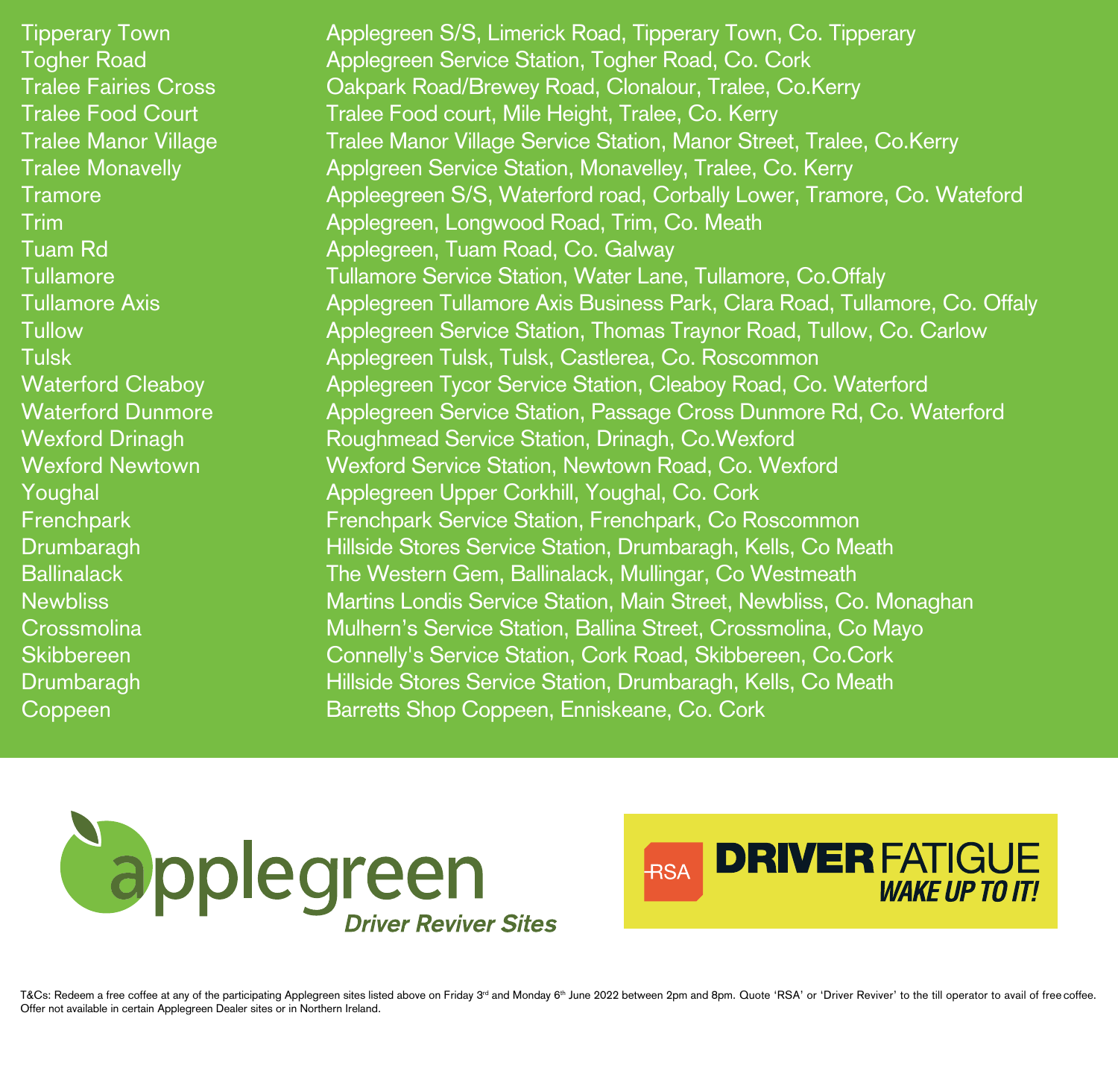| | |
|---|---|
| Tipperary Town | Applegreen S/S, Limerick Road, Tipperary Town, Co. Tipperary |
| Togher Road | Applegreen Service Station, Togher Road, Co. Cork |
| Tralee Fairies Cross | Oakpark Road/Brewey Road, Clonalour, Tralee, Co.Kerry |
| Tralee Food Court | Tralee Food court, Mile Height, Tralee, Co. Kerry |
| Tralee Manor Village | Tralee Manor Village Service Station, Manor Street, Tralee, Co.Kerry |
| Tralee Monavelly | Applgreen Service Station, Monavelley, Tralee, Co. Kerry |
| Tramore | Appleegreen S/S, Waterford road, Corbally Lower, Tramore, Co. Wateford |
| Trim | Applegreen, Longwood Road, Trim, Co. Meath |
| Tuam Rd | Applegreen, Tuam Road, Co. Galway |
| Tullamore | Tullamore Service Station, Water Lane, Tullamore, Co.Offaly |
| Tullamore Axis | Applegreen Tullamore Axis Business Park, Clara Road, Tullamore, Co. Offaly |
| Tullow | Applegreen Service Station, Thomas Traynor Road, Tullow, Co. Carlow |
| Tulsk | Applegreen Tulsk, Tulsk, Castlerea, Co. Roscommon |
| Waterford Cleaboy | Applegreen Tycor Service Station, Cleaboy Road, Co. Waterford |
| Waterford Dunmore | Applegreen Service Station, Passage Cross Dunmore Rd, Co. Waterford |
| Wexford Drinagh | Roughmead Service Station, Drinagh, Co.Wexford |
| Wexford Newtown | Wexford Service Station, Newtown Road, Co. Wexford |
| Youghal | Applegreen Upper Corkhill, Youghal, Co. Cork |
| Frenchpark | Frenchpark Service Station, Frenchpark, Co Roscommon |
| Drumbaragh | Hillside Stores Service Station, Drumbaragh, Kells, Co Meath |
| Ballinalack | The Western Gem, Ballinalack, Mullingar, Co Westmeath |
| Newbliss | Martins Londis Service Station, Main Street, Newbliss, Co. Monaghan |
| Crossmolina | Mulhern's Service Station, Ballina Street, Crossmolina, Co Mayo |
| Skibbereen | Connelly's Service Station, Cork Road, Skibbereen, Co.Cork |
| Drumbaragh | Hillside Stores Service Station, Drumbaragh, Kells, Co Meath |
| Coppeen | Barretts Shop Coppeen, Enniskeane, Co. Cork |

applegreen
*Driver Reviver Sites*

RSA **DRIVER** FATIGUE
***WAKE UP TO IT!***

T&Cs: Redeem a free coffee at any of the participating Applegreen sites listed above on Friday 3rd and Monday 6th June 2022 between 2pm and 8pm. Quote 'RSA' or 'Driver Reviver' to the till operator to avail of free coffee. Offer not available in certain Applegreen Dealer sites or in Northern Ireland.